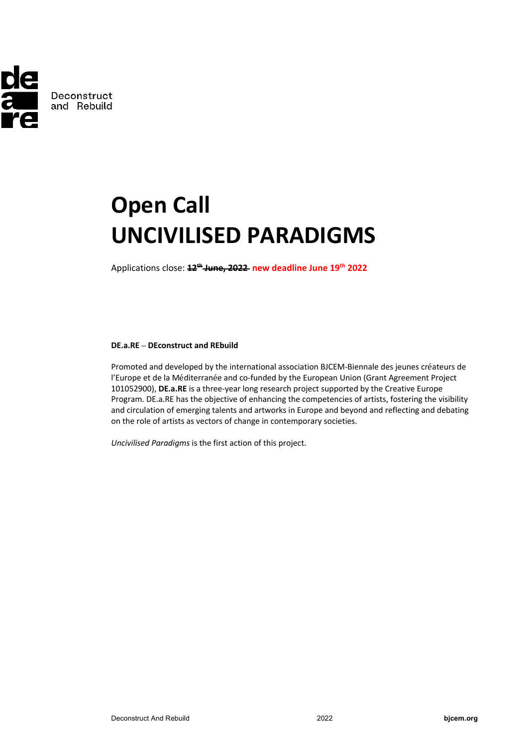Deconstruct and Rebuild

# Open Call
# UNCIVILISED PARADIGMS

Applications close: ~~12th June, 2022~~ **new deadline June 19th 2022**

**DE.a.RE – DEconstruct and REbuild**

Promoted and developed by the international association BJCEM-Biennale des jeunes créateurs de l'Europe et de la Méditerranée and co-funded by the European Union (Grant Agreement Project 101052900), **DE.a.RE** is a three-year long research project supported by the Creative Europe Program. DE.a.RE has the objective of enhancing the competencies of artists, fostering the visibility and circulation of emerging talents and artworks in Europe and beyond and reflecting and debating on the role of artists as vectors of change in contemporary societies.

*Uncivilised Paradigms* is the first action of this project.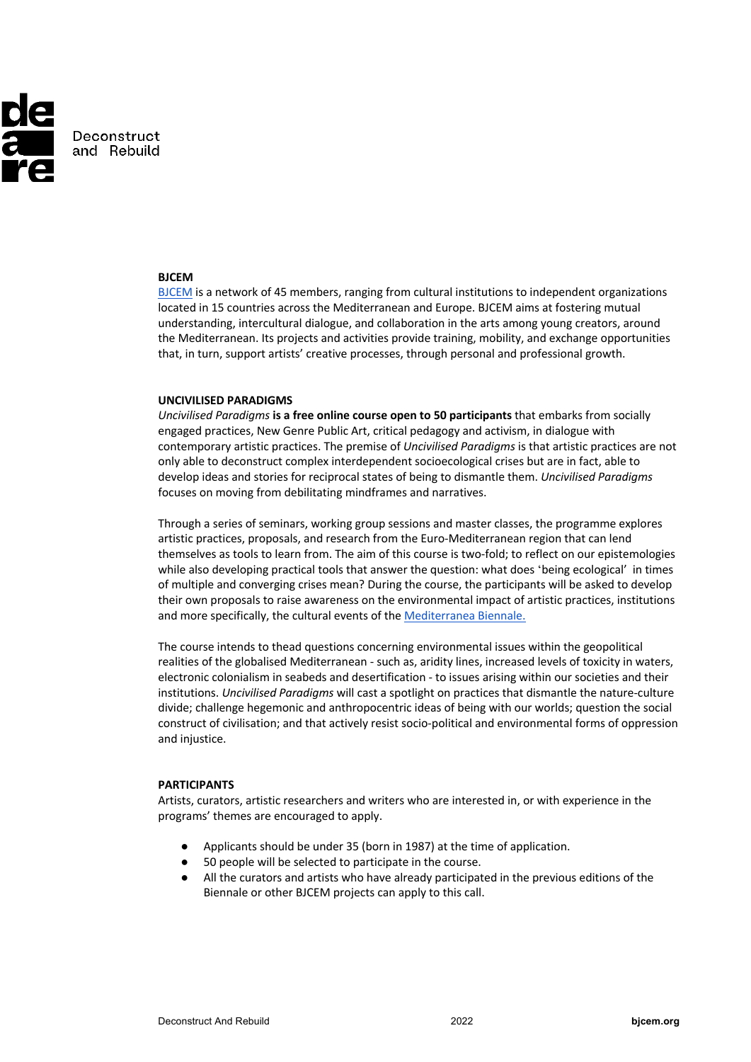## BJCEM

[BJCEM] is a network of 45 members, ranging from cultural institutions to independent organizations located in 15 countries across the Mediterranean and Europe. BJCEM aims at fostering mutual understanding, intercultural dialogue, and collaboration in the arts among young creators, around the Mediterranean. Its projects and activities provide training, mobility, and exchange opportunities that, in turn, support artists' creative processes, through personal and professional growth.

## UNCIVILISED PARADIGMS

*Uncivilised Paradigms* **is a free online course open to 50 participants** that embarks from socially engaged practices, New Genre Public Art, critical pedagogy and activism, in dialogue with contemporary artistic practices. The premise of *Uncivilised Paradigms* is that artistic practices are not only able to deconstruct complex interdependent socioecological crises but are in fact, able to develop ideas and stories for reciprocal states of being to dismantle them. *Uncivilised Paradigms* focuses on moving from debilitating mindframes and narratives.

Through a series of seminars, working group sessions and master classes, the programme explores artistic practices, proposals, and research from the Euro-Mediterranean region that can lend themselves as tools to learn from. The aim of this course is two-fold; to reflect on our epistemologies while also developing practical tools that answer the question: what does 'being ecological' in times of multiple and converging crises mean? During the course, the participants will be asked to develop their own proposals to raise awareness on the environmental impact of artistic practices, institutions and more specifically, the cultural events of the Mediterranea Biennale.

The course intends to thead questions concerning environmental issues within the geopolitical realities of the globalised Mediterranean - such as, aridity lines, increased levels of toxicity in waters, electronic colonialism in seabeds and desertification - to issues arising within our societies and their institutions. *Uncivilised Paradigms* will cast a spotlight on practices that dismantle the nature-culture divide; challenge hegemonic and anthropocentric ideas of being with our worlds; question the social construct of civilisation; and that actively resist socio-political and environmental forms of oppression and injustice.

## PARTICIPANTS

Artists, curators, artistic researchers and writers who are interested in, or with experience in the programs' themes are encouraged to apply.

- Applicants should be under 35 (born in 1987) at the time of application.
- 50 people will be selected to participate in the course.
- All the curators and artists who have already participated in the previous editions of the Biennale or other BJCEM projects can apply to this call.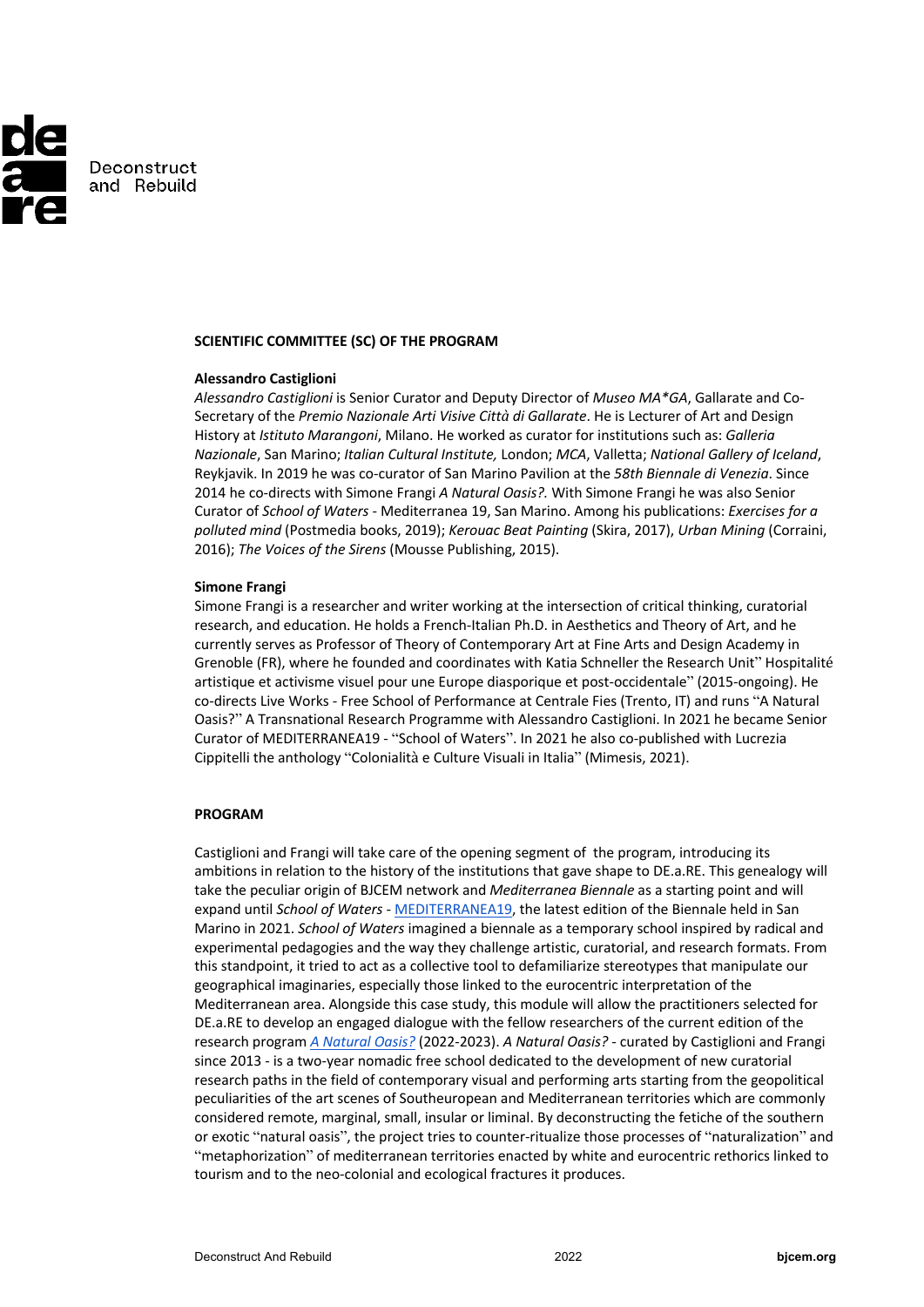**SCIENTIFIC COMMITTEE (SC) OF THE PROGRAM**

**Alessandro Castiglioni**

*Alessandro Castiglioni* is Senior Curator and Deputy Director of *Museo MA*GA*, Gallarate and Co-Secretary of the *Premio Nazionale Arti Visive Città di Gallarate*. He is Lecturer of Art and Design History at *Istituto Marangoni*, Milano. He worked as curator for institutions such as: *Galleria Nazionale*, San Marino; *Italian Cultural Institute,* London; *MCA*, Valletta; *National Gallery of Iceland*, Reykjavik. In 2019 he was co-curator of San Marino Pavilion at the *58th Biennale di Venezia*. Since 2014 he co-directs with Simone Frangi *A Natural Oasis?.* With Simone Frangi he was also Senior Curator of *School of Waters* - Mediterranea 19, San Marino. Among his publications: *Exercises for a polluted mind* (Postmedia books, 2019); *Kerouac Beat Painting* (Skira, 2017), *Urban Mining* (Corraini, 2016); *The Voices of the Sirens* (Mousse Publishing, 2015).

**Simone Frangi**

Simone Frangi is a researcher and writer working at the intersection of critical thinking, curatorial research, and education. He holds a French-Italian Ph.D. in Aesthetics and Theory of Art, and he currently serves as Professor of Theory of Contemporary Art at Fine Arts and Design Academy in Grenoble (FR), where he founded and coordinates with Katia Schneller the Research Unit" Hospitalité artistique et activisme visuel pour une Europe diasporique et post-occidentale" (2015-ongoing). He co-directs Live Works - Free School of Performance at Centrale Fies (Trento, IT) and runs "A Natural Oasis?" A Transnational Research Programme with Alessandro Castiglioni. In 2021 he became Senior Curator of MEDITERRANEA19 - "School of Waters". In 2021 he also co-published with Lucrezia Cippitelli the anthology "Colonialità e Culture Visuali in Italia" (Mimesis, 2021).

**PROGRAM**

Castiglioni and Frangi will take care of the opening segment of the program, introducing its ambitions in relation to the history of the institutions that gave shape to DE.a.RE. This genealogy will take the peculiar origin of BJCEM network and *Mediterranea Biennale* as a starting point and will expand until *School of Waters* - MEDITERRANEA19, the latest edition of the Biennale held in San Marino in 2021. *School of Waters* imagined a biennale as a temporary school inspired by radical and experimental pedagogies and the way they challenge artistic, curatorial, and research formats. From this standpoint, it tried to act as a collective tool to defamiliarize stereotypes that manipulate our geographical imaginaries, especially those linked to the eurocentric interpretation of the Mediterranean area. Alongside this case study, this module will allow the practitioners selected for DE.a.RE to develop an engaged dialogue with the fellow researchers of the current edition of the research program *A Natural Oasis?* (2022-2023). *A Natural Oasis?* - curated by Castiglioni and Frangi since 2013 - is a two-year nomadic free school dedicated to the development of new curatorial research paths in the field of contemporary visual and performing arts starting from the geopolitical peculiarities of the art scenes of Southeuropean and Mediterranean territories which are commonly considered remote, marginal, small, insular or liminal. By deconstructing the fetiche of the southern or exotic "natural oasis", the project tries to counter-ritualize those processes of "naturalization" and "metaphorization" of mediterranean territories enacted by white and eurocentric rethorics linked to tourism and to the neo-colonial and ecological fractures it produces.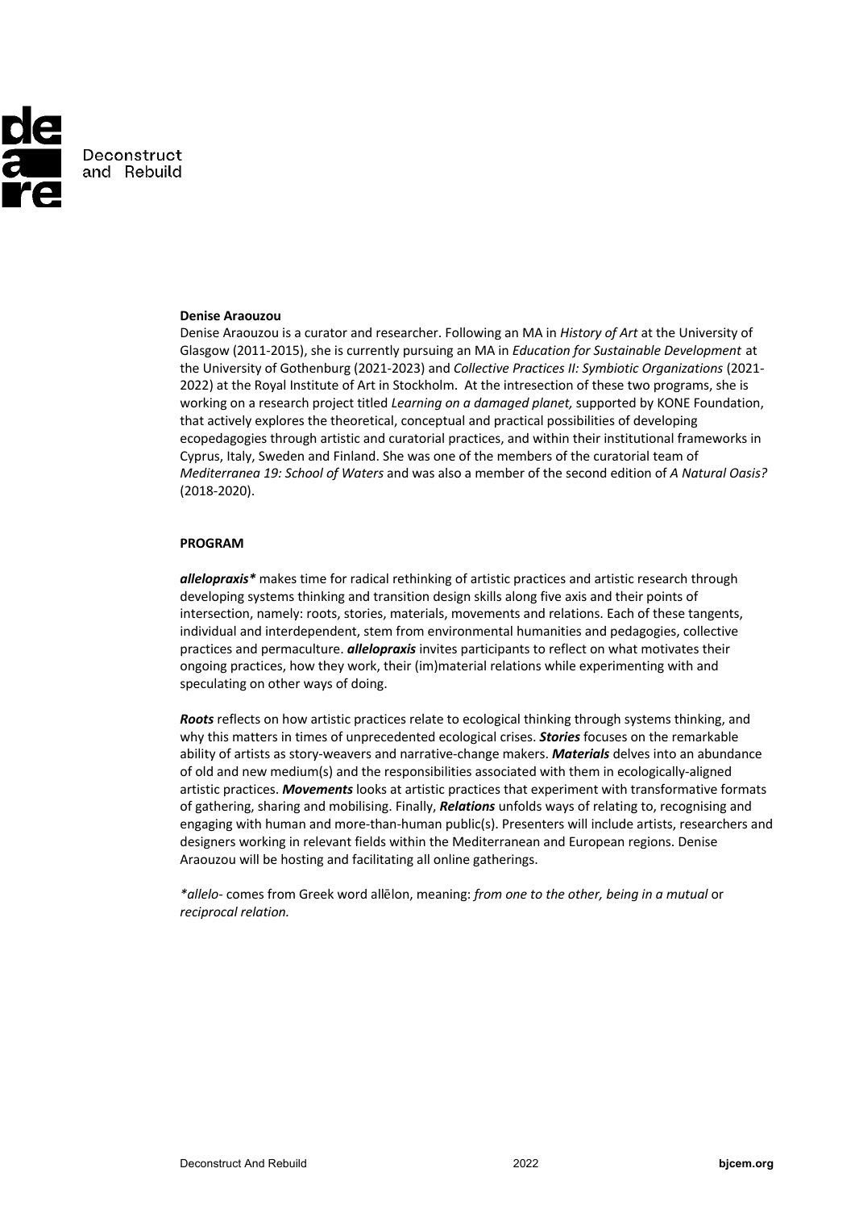**Denise Araouzou**

Denise Araouzou is a curator and researcher. Following an MA in *History of Art* at the University of Glasgow (2011-2015), she is currently pursuing an MA in *Education for Sustainable Development* at the University of Gothenburg (2021-2023) and *Collective Practices II: Symbiotic Organizations* (2021-2022) at the Royal Institute of Art in Stockholm. At the intresection of these two programs, she is working on a research project titled *Learning on a damaged planet,* supported by KONE Foundation, that actively explores the theoretical, conceptual and practical possibilities of developing ecopedagogies through artistic and curatorial practices, and within their institutional frameworks in Cyprus, Italy, Sweden and Finland. She was one of the members of the curatorial team of *Mediterranea 19: School of Waters* and was also a member of the second edition of *A Natural Oasis?* (2018-2020).

**PROGRAM**

***allelopraxis**** makes time for radical rethinking of artistic practices and artistic research through developing systems thinking and transition design skills along five axis and their points of intersection, namely: roots, stories, materials, movements and relations. Each of these tangents, individual and interdependent, stem from environmental humanities and pedagogies, collective practices and permaculture. ***allelopraxis*** invites participants to reflect on what motivates their ongoing practices, how they work, their (im)material relations while experimenting with and speculating on other ways of doing.

***Roots*** reflects on how artistic practices relate to ecological thinking through systems thinking, and why this matters in times of unprecedented ecological crises. ***Stories*** focuses on the remarkable ability of artists as story-weavers and narrative-change makers. ***Materials*** delves into an abundance of old and new medium(s) and the responsibilities associated with them in ecologically-aligned artistic practices. ***Movements*** looks at artistic practices that experiment with transformative formats of gathering, sharing and mobilising. Finally, ***Relations*** unfolds ways of relating to, recognising and engaging with human and more-than-human public(s). Presenters will include artists, researchers and designers working in relevant fields within the Mediterranean and European regions. Denise Araouzou will be hosting and facilitating all online gatherings.

*\*allelo-* comes from Greek word allēlon, meaning: *from one to the other, being in a mutual* or *reciprocal relation.*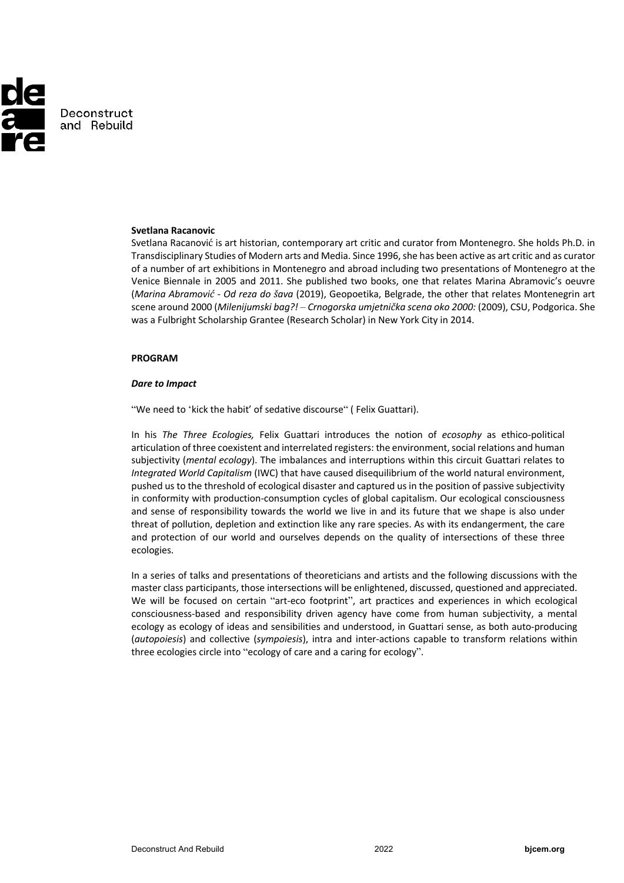**Svetlana Racanovic**

Svetlana Racanović is art historian, contemporary art critic and curator from Montenegro. She holds Ph.D. in Transdisciplinary Studies of Modern arts and Media. Since 1996, she has been active as art critic and as curator of a number of art exhibitions in Montenegro and abroad including two presentations of Montenegro at the Venice Biennale in 2005 and 2011. She published two books, one that relates Marina Abramovic's oeuvre (*Marina Abramović - Od reza do šava* (2019), Geopoetika, Belgrade, the other that relates Montenegrin art scene around 2000 (*Milenijumski bag?! – Crnogorska umjetnička scena oko 2000:* (2009), CSU, Podgorica. She was a Fulbright Scholarship Grantee (Research Scholar) in New York City in 2014.

**PROGRAM**

***Dare to Impact***

"We need to 'kick the habit' of sedative discourse" ( Felix Guattari).

In his *The Three Ecologies,* Felix Guattari introduces the notion of *ecosophy* as ethico-political articulation of three coexistent and interrelated registers: the environment, social relations and human subjectivity (*mental ecology*). The imbalances and interruptions within this circuit Guattari relates to *Integrated World Capitalism* (IWC) that have caused disequilibrium of the world natural environment, pushed us to the threshold of ecological disaster and captured us in the position of passive subjectivity in conformity with production-consumption cycles of global capitalism. Our ecological consciousness and sense of responsibility towards the world we live in and its future that we shape is also under threat of pollution, depletion and extinction like any rare species. As with its endangerment, the care and protection of our world and ourselves depends on the quality of intersections of these three ecologies.

In a series of talks and presentations of theoreticians and artists and the following discussions with the master class participants, those intersections will be enlightened, discussed, questioned and appreciated. We will be focused on certain "art-eco footprint", art practices and experiences in which ecological consciousness-based and responsibility driven agency have come from human subjectivity, a mental ecology as ecology of ideas and sensibilities and understood, in Guattari sense, as both auto-producing (*autopoiesis*) and collective (*sympoiesis*), intra and inter-actions capable to transform relations within three ecologies circle into "ecology of care and a caring for ecology".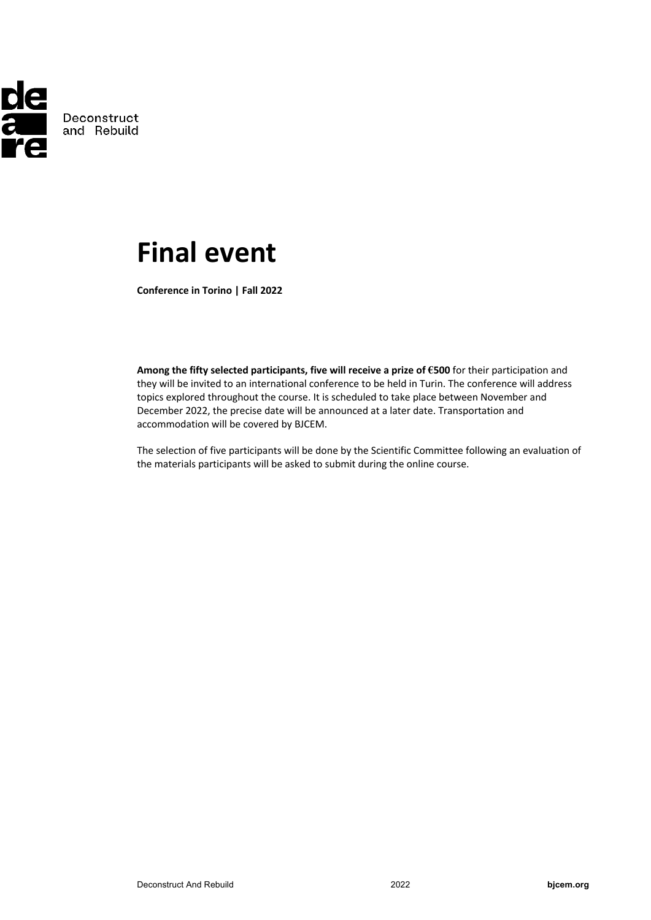# Final event

**Conference in Torino | Fall 2022**

**Among the fifty selected participants, five will receive a prize of €500** for their participation and they will be invited to an international conference to be held in Turin. The conference will address topics explored throughout the course. It is scheduled to take place between November and December 2022, the precise date will be announced at a later date. Transportation and accommodation will be covered by BJCEM.

The selection of five participants will be done by the Scientific Committee following an evaluation of the materials participants will be asked to submit during the online course.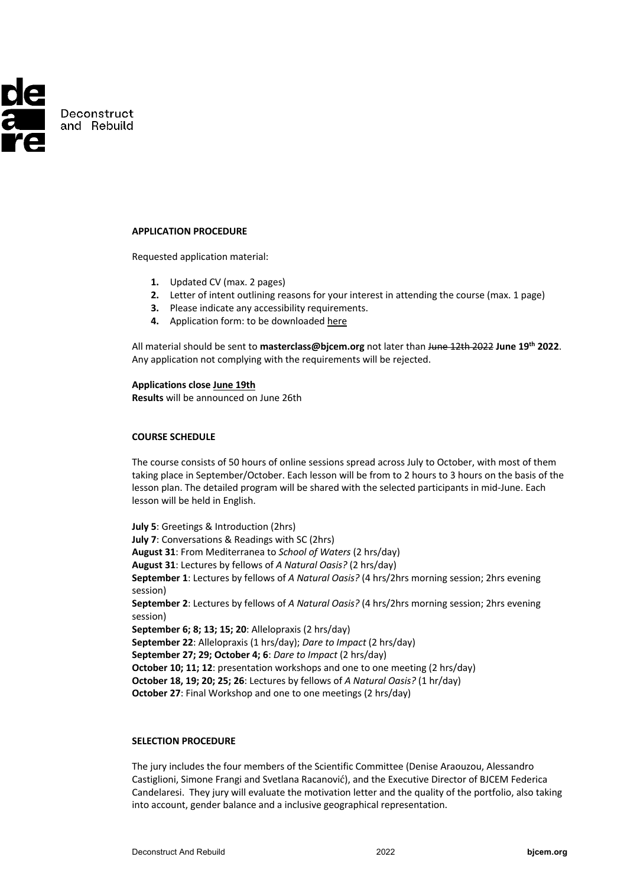**APPLICATION PROCEDURE**

Requested application material:

1. Updated CV (max. 2 pages)
2. Letter of intent outlining reasons for your interest in attending the course (max. 1 page)
3. Please indicate any accessibility requirements.
4. Application form: to be downloaded here

All material should be sent to **masterclass@bjcem.org** not later than ~~June 12th 2022~~ **June 19th 2022**. Any application not complying with the requirements will be rejected.

**Applications close June 19th**
**Results** will be announced on June 26th

**COURSE SCHEDULE**

The course consists of 50 hours of online sessions spread across July to October, with most of them taking place in September/October. Each lesson will be from to 2 hours to 3 hours on the basis of the lesson plan. The detailed program will be shared with the selected participants in mid-June. Each lesson will be held in English.

**July 5**: Greetings & Introduction (2hrs)
**July 7**: Conversations & Readings with SC (2hrs)
**August 31**: From Mediterranea to *School of Waters* (2 hrs/day)
**August 31**: Lectures by fellows of *A Natural Oasis?* (2 hrs/day)
**September 1**: Lectures by fellows of *A Natural Oasis?* (4 hrs/2hrs morning session; 2hrs evening session)
**September 2**: Lectures by fellows of *A Natural Oasis?* (4 hrs/2hrs morning session; 2hrs evening session)
**September 6; 8; 13; 15; 20**: Allelopraxis (2 hrs/day)
**September 22**: Allelopraxis (1 hrs/day); *Dare to Impact* (2 hrs/day)
**September 27; 29; October 4; 6**: *Dare to Impact* (2 hrs/day)
**October 10; 11; 12**: presentation workshops and one to one meeting (2 hrs/day)
**October 18, 19; 20; 25; 26**: Lectures by fellows of *A Natural Oasis?* (1 hr/day)
**October 27**: Final Workshop and one to one meetings (2 hrs/day)

**SELECTION PROCEDURE**

The jury includes the four members of the Scientific Committee (Denise Araouzou, Alessandro Castiglioni, Simone Frangi and Svetlana Racanović), and the Executive Director of BJCEM Federica Candelaresi. They jury will evaluate the motivation letter and the quality of the portfolio, also taking into account, gender balance and a inclusive geographical representation.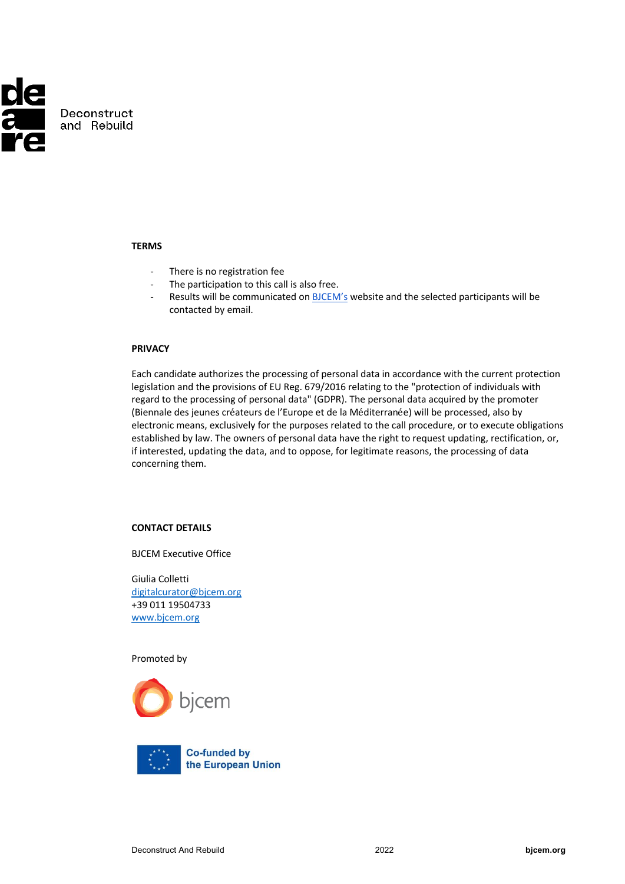Deconstruct and Rebuild

**TERMS**

- There is no registration fee
- The participation to this call is also free.
- Results will be communicated on BJCEM's website and the selected participants will be contacted by email.

**PRIVACY**

Each candidate authorizes the processing of personal data in accordance with the current protection legislation and the provisions of EU Reg. 679/2016 relating to the "protection of individuals with regard to the processing of personal data" (GDPR). The personal data acquired by the promoter (Biennale des jeunes créateurs de l'Europe et de la Méditerranée) will be processed, also by electronic means, exclusively for the purposes related to the call procedure, or to execute obligations established by law. The owners of personal data have the right to request updating, rectification, or, if interested, updating the data, and to oppose, for legitimate reasons, the processing of data concerning them.

**CONTACT DETAILS**

BJCEM Executive Office

Giulia Colletti
digitalcurator@bjcem.org
+39 011 19504733
www.bjcem.org

Promoted by

bjcem

Co-funded by the European Union